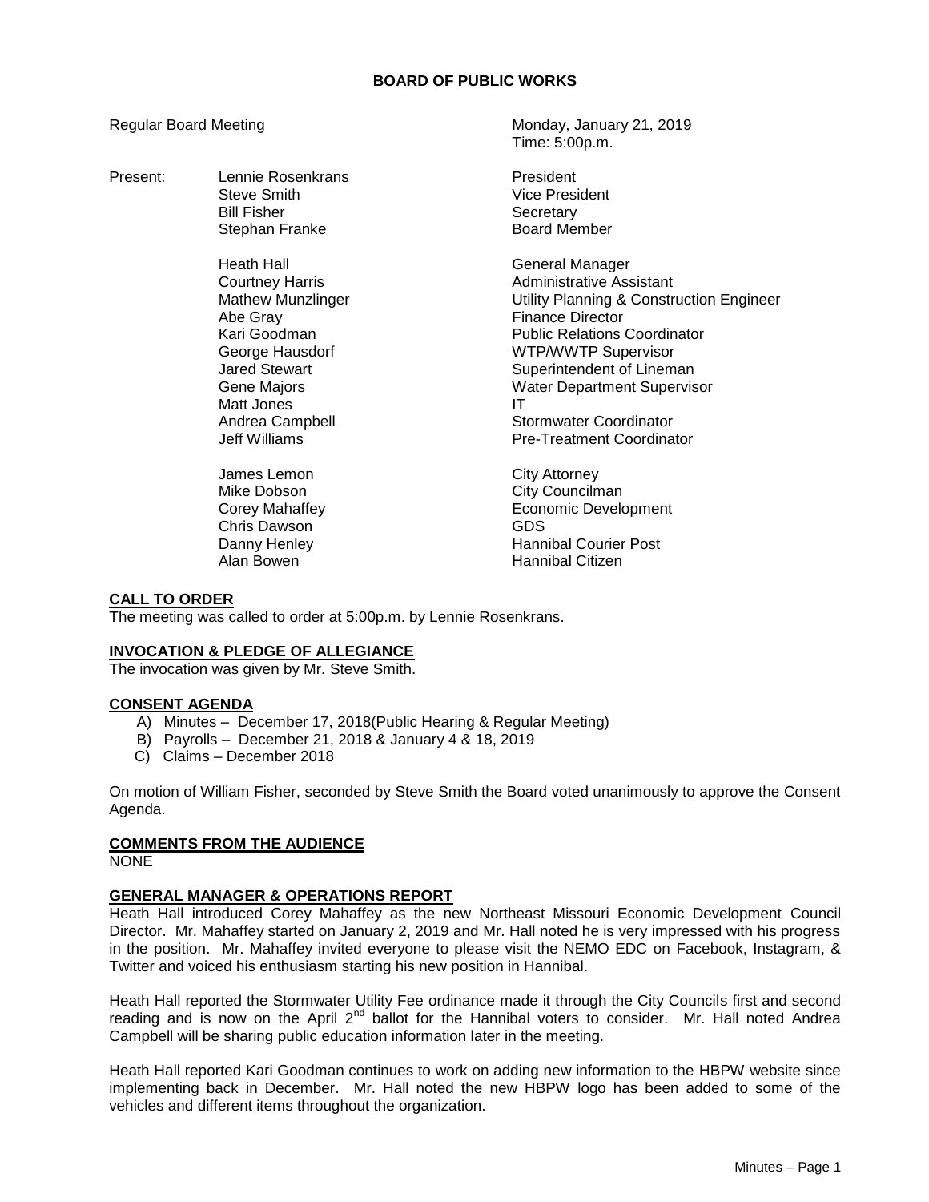# BOARD OF PUBLIC WORKS

Regular Board Meeting

Monday, January 21, 2019
Time: 5:00p.m.

| Present: | | |
|---|---|---|
| | Lennie Rosenkrans | President |
| | Steve Smith | Vice President |
| | Bill Fisher | Secretary |
| | Stephan Franke | Board Member |
| | | |
| | Heath Hall | General Manager |
| | Courtney Harris | Administrative Assistant |
| | Mathew Munzlinger | Utility Planning & Construction Engineer |
| | Abe Gray | Finance Director |
| | Kari Goodman | Public Relations Coordinator |
| | George Hausdorf | WTP/WWTP Supervisor |
| | Jared Stewart | Superintendent of Lineman |
| | Gene Majors | Water Department Supervisor |
| | Matt Jones | IT |
| | Andrea Campbell | Stormwater Coordinator |
| | Jeff Williams | Pre-Treatment Coordinator |
| | | |
| | James Lemon | City Attorney |
| | Mike Dobson | City Councilman |
| | Corey Mahaffey | Economic Development |
| | Chris Dawson | GDS |
| | Danny Henley | Hannibal Courier Post |
| | Alan Bowen | Hannibal Citizen |

## CALL TO ORDER

The meeting was called to order at 5:00p.m. by Lennie Rosenkrans.

## INVOCATION & PLEDGE OF ALLEGIANCE

The invocation was given by Mr. Steve Smith.

## CONSENT AGENDA

A) Minutes – December 17, 2018(Public Hearing & Regular Meeting)
B) Payrolls – December 21, 2018 & January 4 & 18, 2019
C) Claims – December 2018

On motion of William Fisher, seconded by Steve Smith the Board voted unanimously to approve the Consent Agenda.

## COMMENTS FROM THE AUDIENCE

NONE

## GENERAL MANAGER & OPERATIONS REPORT

Heath Hall introduced Corey Mahaffey as the new Northeast Missouri Economic Development Council Director. Mr. Mahaffey started on January 2, 2019 and Mr. Hall noted he is very impressed with his progress in the position. Mr. Mahaffey invited everyone to please visit the NEMO EDC on Facebook, Instagram, & Twitter and voiced his enthusiasm starting his new position in Hannibal.

Heath Hall reported the Stormwater Utility Fee ordinance made it through the City Councils first and second reading and is now on the April 2nd ballot for the Hannibal voters to consider. Mr. Hall noted Andrea Campbell will be sharing public education information later in the meeting.

Heath Hall reported Kari Goodman continues to work on adding new information to the HBPW website since implementing back in December. Mr. Hall noted the new HBPW logo has been added to some of the vehicles and different items throughout the organization.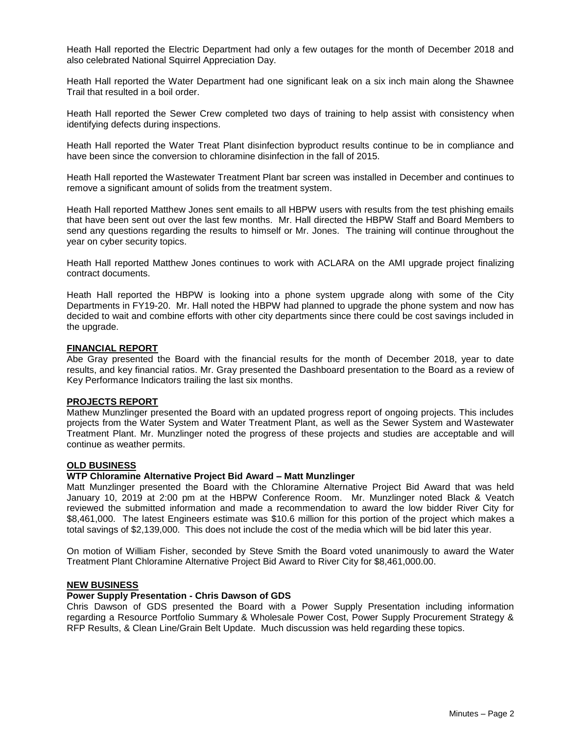Heath Hall reported the Electric Department had only a few outages for the month of December 2018 and also celebrated National Squirrel Appreciation Day.

Heath Hall reported the Water Department had one significant leak on a six inch main along the Shawnee Trail that resulted in a boil order.

Heath Hall reported the Sewer Crew completed two days of training to help assist with consistency when identifying defects during inspections.

Heath Hall reported the Water Treat Plant disinfection byproduct results continue to be in compliance and have been since the conversion to chloramine disinfection in the fall of 2015.

Heath Hall reported the Wastewater Treatment Plant bar screen was installed in December and continues to remove a significant amount of solids from the treatment system.

Heath Hall reported Matthew Jones sent emails to all HBPW users with results from the test phishing emails that have been sent out over the last few months. Mr. Hall directed the HBPW Staff and Board Members to send any questions regarding the results to himself or Mr. Jones. The training will continue throughout the year on cyber security topics.

Heath Hall reported Matthew Jones continues to work with ACLARA on the AMI upgrade project finalizing contract documents.

Heath Hall reported the HBPW is looking into a phone system upgrade along with some of the City Departments in FY19-20. Mr. Hall noted the HBPW had planned to upgrade the phone system and now has decided to wait and combine efforts with other city departments since there could be cost savings included in the upgrade.

**FINANCIAL REPORT**

Abe Gray presented the Board with the financial results for the month of December 2018, year to date results, and key financial ratios. Mr. Gray presented the Dashboard presentation to the Board as a review of Key Performance Indicators trailing the last six months.

**PROJECTS REPORT**

Mathew Munzlinger presented the Board with an updated progress report of ongoing projects. This includes projects from the Water System and Water Treatment Plant, as well as the Sewer System and Wastewater Treatment Plant. Mr. Munzlinger noted the progress of these projects and studies are acceptable and will continue as weather permits.

**OLD BUSINESS**

**WTP Chloramine Alternative Project Bid Award – Matt Munzlinger**

Matt Munzlinger presented the Board with the Chloramine Alternative Project Bid Award that was held January 10, 2019 at 2:00 pm at the HBPW Conference Room. Mr. Munzlinger noted Black & Veatch reviewed the submitted information and made a recommendation to award the low bidder River City for $8,461,000. The latest Engineers estimate was $10.6 million for this portion of the project which makes a total savings of $2,139,000. This does not include the cost of the media which will be bid later this year.

On motion of William Fisher, seconded by Steve Smith the Board voted unanimously to award the Water Treatment Plant Chloramine Alternative Project Bid Award to River City for $8,461,000.00.

**NEW BUSINESS**

**Power Supply Presentation - Chris Dawson of GDS**

Chris Dawson of GDS presented the Board with a Power Supply Presentation including information regarding a Resource Portfolio Summary & Wholesale Power Cost, Power Supply Procurement Strategy & RFP Results, & Clean Line/Grain Belt Update. Much discussion was held regarding these topics.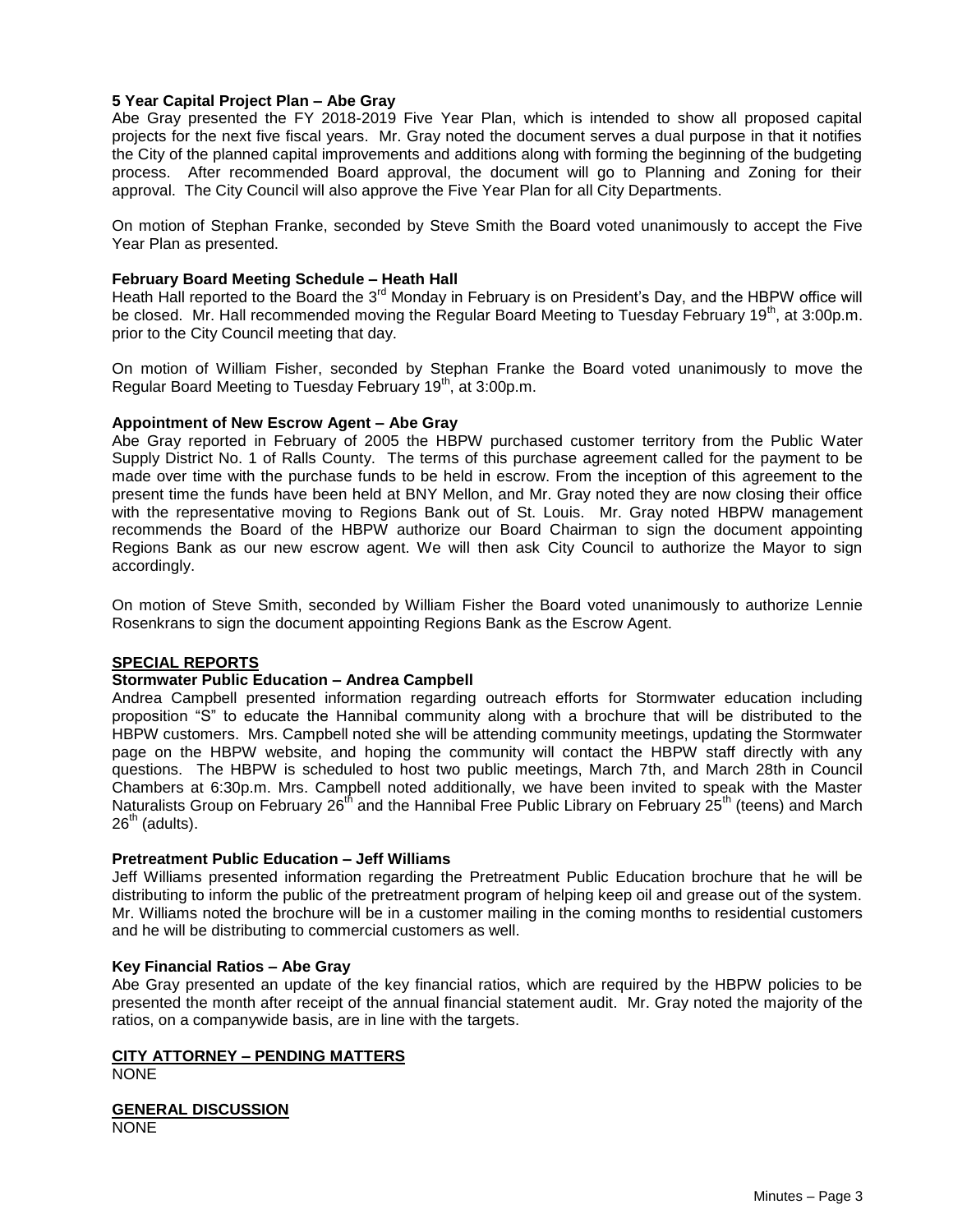**5 Year Capital Project Plan – Abe Gray**

Abe Gray presented the FY 2018-2019 Five Year Plan, which is intended to show all proposed capital projects for the next five fiscal years. Mr. Gray noted the document serves a dual purpose in that it notifies the City of the planned capital improvements and additions along with forming the beginning of the budgeting process. After recommended Board approval, the document will go to Planning and Zoning for their approval. The City Council will also approve the Five Year Plan for all City Departments.

On motion of Stephan Franke, seconded by Steve Smith the Board voted unanimously to accept the Five Year Plan as presented.

**February Board Meeting Schedule – Heath Hall**

Heath Hall reported to the Board the 3rd Monday in February is on President's Day, and the HBPW office will be closed. Mr. Hall recommended moving the Regular Board Meeting to Tuesday February 19th, at 3:00p.m. prior to the City Council meeting that day.

On motion of William Fisher, seconded by Stephan Franke the Board voted unanimously to move the Regular Board Meeting to Tuesday February 19th, at 3:00p.m.

**Appointment of New Escrow Agent – Abe Gray**

Abe Gray reported in February of 2005 the HBPW purchased customer territory from the Public Water Supply District No. 1 of Ralls County. The terms of this purchase agreement called for the payment to be made over time with the purchase funds to be held in escrow. From the inception of this agreement to the present time the funds have been held at BNY Mellon, and Mr. Gray noted they are now closing their office with the representative moving to Regions Bank out of St. Louis. Mr. Gray noted HBPW management recommends the Board of the HBPW authorize our Board Chairman to sign the document appointing Regions Bank as our new escrow agent. We will then ask City Council to authorize the Mayor to sign accordingly.

On motion of Steve Smith, seconded by William Fisher the Board voted unanimously to authorize Lennie Rosenkrans to sign the document appointing Regions Bank as the Escrow Agent.

## SPECIAL REPORTS

**Stormwater Public Education – Andrea Campbell**

Andrea Campbell presented information regarding outreach efforts for Stormwater education including proposition "S" to educate the Hannibal community along with a brochure that will be distributed to the HBPW customers. Mrs. Campbell noted she will be attending community meetings, updating the Stormwater page on the HBPW website, and hoping the community will contact the HBPW staff directly with any questions. The HBPW is scheduled to host two public meetings, March 7th, and March 28th in Council Chambers at 6:30p.m. Mrs. Campbell noted additionally, we have been invited to speak with the Master Naturalists Group on February 26th and the Hannibal Free Public Library on February 25th (teens) and March 26th (adults).

**Pretreatment Public Education – Jeff Williams**

Jeff Williams presented information regarding the Pretreatment Public Education brochure that he will be distributing to inform the public of the pretreatment program of helping keep oil and grease out of the system. Mr. Williams noted the brochure will be in a customer mailing in the coming months to residential customers and he will be distributing to commercial customers as well.

**Key Financial Ratios – Abe Gray**

Abe Gray presented an update of the key financial ratios, which are required by the HBPW policies to be presented the month after receipt of the annual financial statement audit. Mr. Gray noted the majority of the ratios, on a companywide basis, are in line with the targets.

## CITY ATTORNEY – PENDING MATTERS

NONE

## GENERAL DISCUSSION

NONE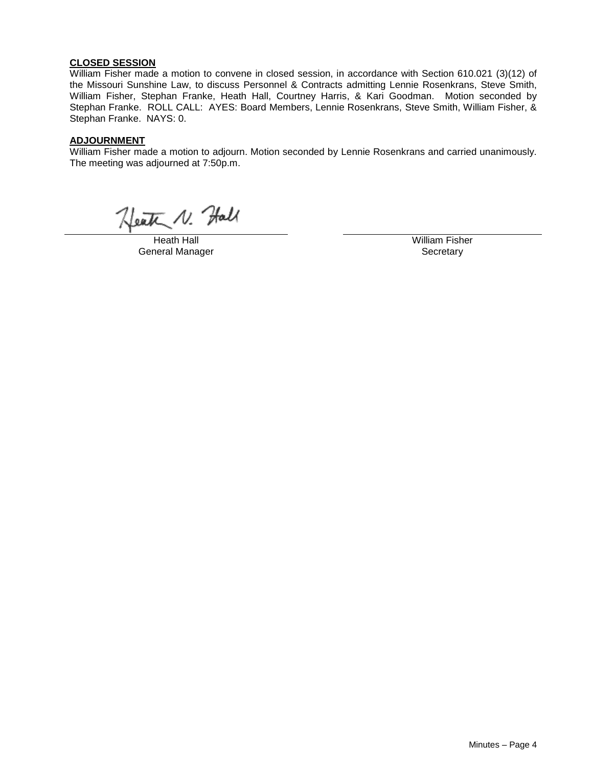**CLOSED SESSION**

William Fisher made a motion to convene in closed session, in accordance with Section 610.021 (3)(12) of the Missouri Sunshine Law, to discuss Personnel & Contracts admitting Lennie Rosenkrans, Steve Smith, William Fisher, Stephan Franke, Heath Hall, Courtney Harris, & Kari Goodman. Motion seconded by Stephan Franke. ROLL CALL: AYES: Board Members, Lennie Rosenkrans, Steve Smith, William Fisher, & Stephan Franke. NAYS: 0.

**ADJOURNMENT**

William Fisher made a motion to adjourn. Motion seconded by Lennie Rosenkrans and carried unanimously. The meeting was adjourned at 7:50p.m.

Heath N. Hall

Heath Hall
General Manager

William Fisher
Secretary